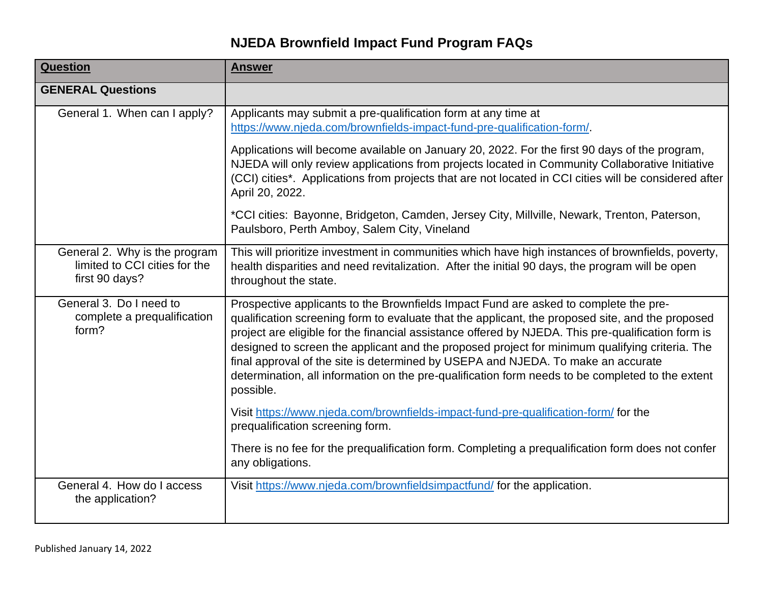# NJEDA Brownfield Impact Fund Program FAQs

| Question | Answer |
|---|---|
| **GENERAL Questions** | |
| General 1. When can I apply? | Applicants may submit a pre-qualification form at any time at https://www.njeda.com/brownfields-impact-fund-pre-qualification-form/.<br><br>Applications will become available on January 20, 2022. For the first 90 days of the program, NJEDA will only review applications from projects located in Community Collaborative Initiative (CCI) cities*. Applications from projects that are not located in CCI cities will be considered after April 20, 2022.<br><br>*CCI cities: Bayonne, Bridgeton, Camden, Jersey City, Millville, Newark, Trenton, Paterson, Paulsboro, Perth Amboy, Salem City, Vineland |
| General 2. Why is the program limited to CCI cities for the first 90 days? | This will prioritize investment in communities which have high instances of brownfields, poverty, health disparities and need revitalization. After the initial 90 days, the program will be open throughout the state. |
| General 3. Do I need to complete a prequalification form? | Prospective applicants to the Brownfields Impact Fund are asked to complete the pre-qualification screening form to evaluate that the applicant, the proposed site, and the proposed project are eligible for the financial assistance offered by NJEDA. This pre-qualification form is designed to screen the applicant and the proposed project for minimum qualifying criteria. The final approval of the site is determined by USEPA and NJEDA. To make an accurate determination, all information on the pre-qualification form needs to be completed to the extent possible.<br><br>Visit https://www.njeda.com/brownfields-impact-fund-pre-qualification-form/ for the prequalification screening form.<br><br>There is no fee for the prequalification form. Completing a prequalification form does not confer any obligations. |
| General 4. How do I access the application? | Visit https://www.njeda.com/brownfieldsimpactfund/ for the application. |

Published January 14, 2022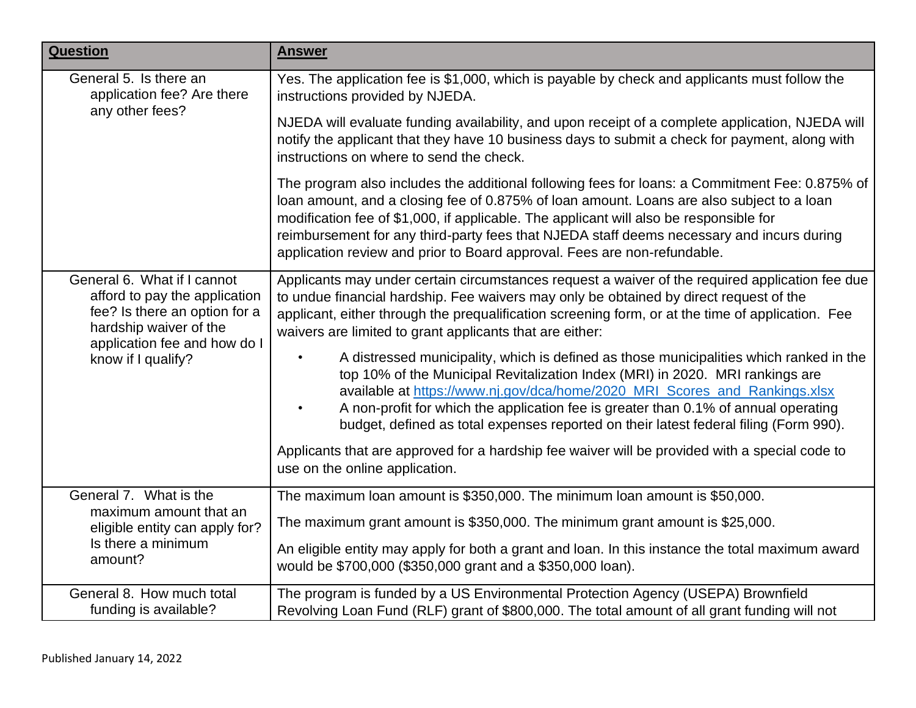| **Question** | **Answer** |
| --- | --- |
| General 5. Is there an application fee? Are there any other fees? | Yes. The application fee is $1,000, which is payable by check and applicants must follow the instructions provided by NJEDA.<br><br>NJEDA will evaluate funding availability, and upon receipt of a complete application, NJEDA will notify the applicant that they have 10 business days to submit a check for payment, along with instructions on where to send the check.<br><br>The program also includes the additional following fees for loans: a Commitment Fee: 0.875% of loan amount, and a closing fee of 0.875% of loan amount. Loans are also subject to a loan modification fee of $1,000, if applicable. The applicant will also be responsible for reimbursement for any third-party fees that NJEDA staff deems necessary and incurs during application review and prior to Board approval. Fees are non-refundable. |
| General 6. What if I cannot afford to pay the application fee? Is there an option for a hardship waiver of the application fee and how do I know if I qualify? | Applicants may under certain circumstances request a waiver of the required application fee due to undue financial hardship. Fee waivers may only be obtained by direct request of the applicant, either through the prequalification screening form, or at the time of application. Fee waivers are limited to grant applicants that are either:<br><br>• A distressed municipality, which is defined as those municipalities which ranked in the top 10% of the Municipal Revitalization Index (MRI) in 2020. MRI rankings are available at https://www.nj.gov/dca/home/2020_MRI_Scores_and_Rankings.xlsx<br>• A non-profit for which the application fee is greater than 0.1% of annual operating budget, defined as total expenses reported on their latest federal filing (Form 990).<br><br>Applicants that are approved for a hardship fee waiver will be provided with a special code to use on the online application. |
| General 7. What is the maximum amount that an eligible entity can apply for? Is there a minimum amount? | The maximum loan amount is $350,000. The minimum loan amount is $50,000.<br><br>The maximum grant amount is $350,000. The minimum grant amount is $25,000.<br><br>An eligible entity may apply for both a grant and loan. In this instance the total maximum award would be $700,000 ($350,000 grant and a $350,000 loan). |
| General 8. How much total funding is available? | The program is funded by a US Environmental Protection Agency (USEPA) Brownfield Revolving Loan Fund (RLF) grant of $800,000. The total amount of all grant funding will not |

Published January 14, 2022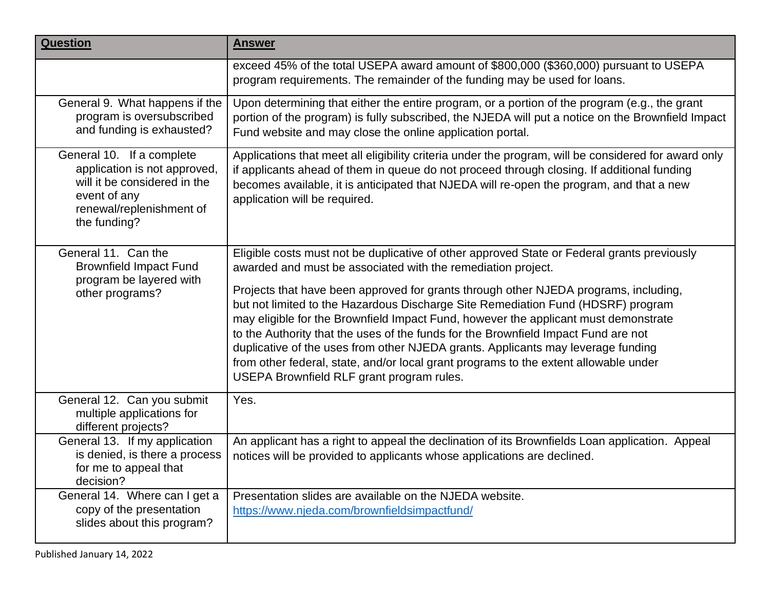| Question | Answer |
|---|---|
| | exceed 45% of the total USEPA award amount of $800,000 ($360,000) pursuant to USEPA program requirements. The remainder of the funding may be used for loans. |
| General 9. What happens if the program is oversubscribed and funding is exhausted? | Upon determining that either the entire program, or a portion of the program (e.g., the grant portion of the program) is fully subscribed, the NJEDA will put a notice on the Brownfield Impact Fund website and may close the online application portal. |
| General 10. If a complete application is not approved, will it be considered in the event of any renewal/replenishment of the funding? | Applications that meet all eligibility criteria under the program, will be considered for award only if applicants ahead of them in queue do not proceed through closing. If additional funding becomes available, it is anticipated that NJEDA will re-open the program, and that a new application will be required. |
| General 11. Can the Brownfield Impact Fund program be layered with other programs? | Eligible costs must not be duplicative of other approved State or Federal grants previously awarded and must be associated with the remediation project.<br><br>Projects that have been approved for grants through other NJEDA programs, including, but not limited to the Hazardous Discharge Site Remediation Fund (HDSRF) program may eligible for the Brownfield Impact Fund, however the applicant must demonstrate to the Authority that the uses of the funds for the Brownfield Impact Fund are not duplicative of the uses from other NJEDA grants. Applicants may leverage funding from other federal, state, and/or local grant programs to the extent allowable under USEPA Brownfield RLF grant program rules. |
| General 12. Can you submit multiple applications for different projects? | Yes. |
| General 13. If my application is denied, is there a process for me to appeal that decision? | An applicant has a right to appeal the declination of its Brownfields Loan application. Appeal notices will be provided to applicants whose applications are declined. |
| General 14. Where can I get a copy of the presentation slides about this program? | Presentation slides are available on the NJEDA website. https://www.njeda.com/brownfieldsimpactfund/ |

Published January 14, 2022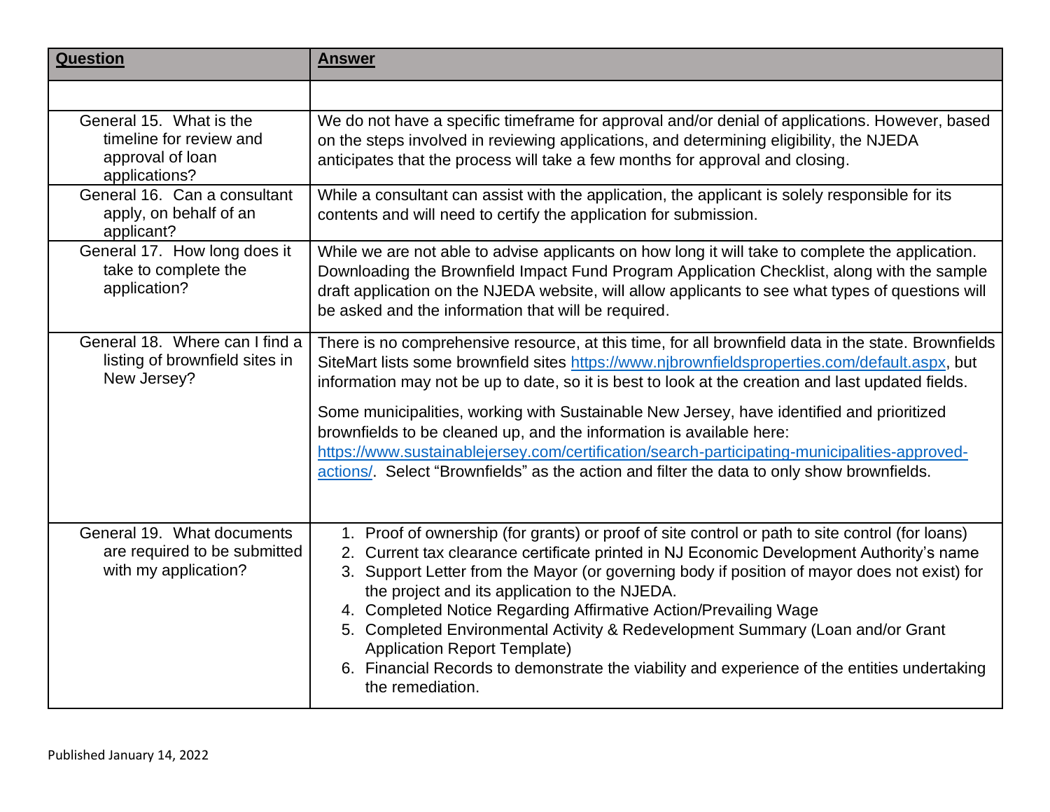| Question | Answer |
|---|---|
| | |
| General 15. What is the timeline for review and approval of loan applications? | We do not have a specific timeframe for approval and/or denial of applications. However, based on the steps involved in reviewing applications, and determining eligibility, the NJEDA anticipates that the process will take a few months for approval and closing. |
| General 16. Can a consultant apply, on behalf of an applicant? | While a consultant can assist with the application, the applicant is solely responsible for its contents and will need to certify the application for submission. |
| General 17. How long does it take to complete the application? | While we are not able to advise applicants on how long it will take to complete the application. Downloading the Brownfield Impact Fund Program Application Checklist, along with the sample draft application on the NJEDA website, will allow applicants to see what types of questions will be asked and the information that will be required. |
| General 18. Where can I find a listing of brownfield sites in New Jersey? | There is no comprehensive resource, at this time, for all brownfield data in the state. Brownfields SiteMart lists some brownfield sites https://www.njbrownfieldsproperties.com/default.aspx, but information may not be up to date, so it is best to look at the creation and last updated fields.<br><br>Some municipalities, working with Sustainable New Jersey, have identified and prioritized brownfields to be cleaned up, and the information is available here: https://www.sustainablejersey.com/certification/search-participating-municipalities-approved-actions/. Select "Brownfields" as the action and filter the data to only show brownfields. |
| General 19. What documents are required to be submitted with my application? | 1. Proof of ownership (for grants) or proof of site control or path to site control (for loans)<br>2. Current tax clearance certificate printed in NJ Economic Development Authority's name<br>3. Support Letter from the Mayor (or governing body if position of mayor does not exist) for the project and its application to the NJEDA.<br>4. Completed Notice Regarding Affirmative Action/Prevailing Wage<br>5. Completed Environmental Activity & Redevelopment Summary (Loan and/or Grant Application Report Template)<br>6. Financial Records to demonstrate the viability and experience of the entities undertaking the remediation. |

Published January 14, 2022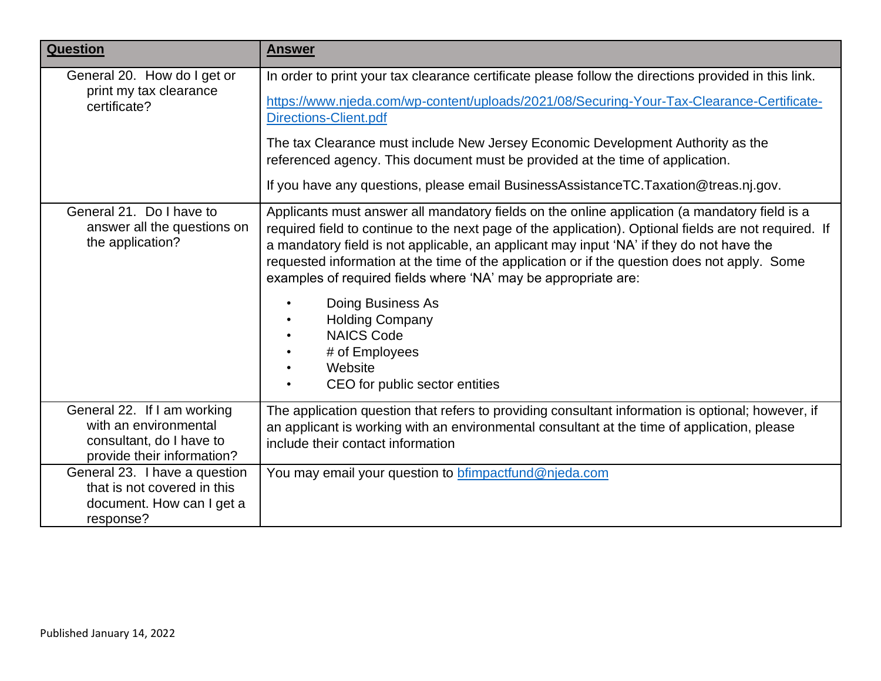| **Question** | **Answer** |
|---|---|
| General 20. How do I get or print my tax clearance certificate? | In order to print your tax clearance certificate please follow the directions provided in this link.<br><br>[https://www.njeda.com/wp-content/uploads/2021/08/Securing-Your-Tax-Clearance-Certificate-Directions-Client.pdf](https://www.njeda.com/wp-content/uploads/2021/08/Securing-Your-Tax-Clearance-Certificate-Directions-Client.pdf)<br><br>The tax Clearance must include New Jersey Economic Development Authority as the referenced agency. This document must be provided at the time of application.<br><br>If you have any questions, please email BusinessAssistanceTC.Taxation@treas.nj.gov. |
| General 21. Do I have to answer all the questions on the application? | Applicants must answer all mandatory fields on the online application (a mandatory field is a required field to continue to the next page of the application). Optional fields are not required. If a mandatory field is not applicable, an applicant may input 'NA' if they do not have the requested information at the time of the application or if the question does not apply. Some examples of required fields where 'NA' may be appropriate are:<br><br>• Doing Business As<br>• Holding Company<br>• NAICS Code<br>• # of Employees<br>• Website<br>• CEO for public sector entities |
| General 22. If I am working with an environmental consultant, do I have to provide their information? | The application question that refers to providing consultant information is optional; however, if an applicant is working with an environmental consultant at the time of application, please include their contact information |
| General 23. I have a question that is not covered in this document. How can I get a response? | You may email your question to [bfimpactfund@njeda.com](mailto:bfimpactfund@njeda.com) |

Published January 14, 2022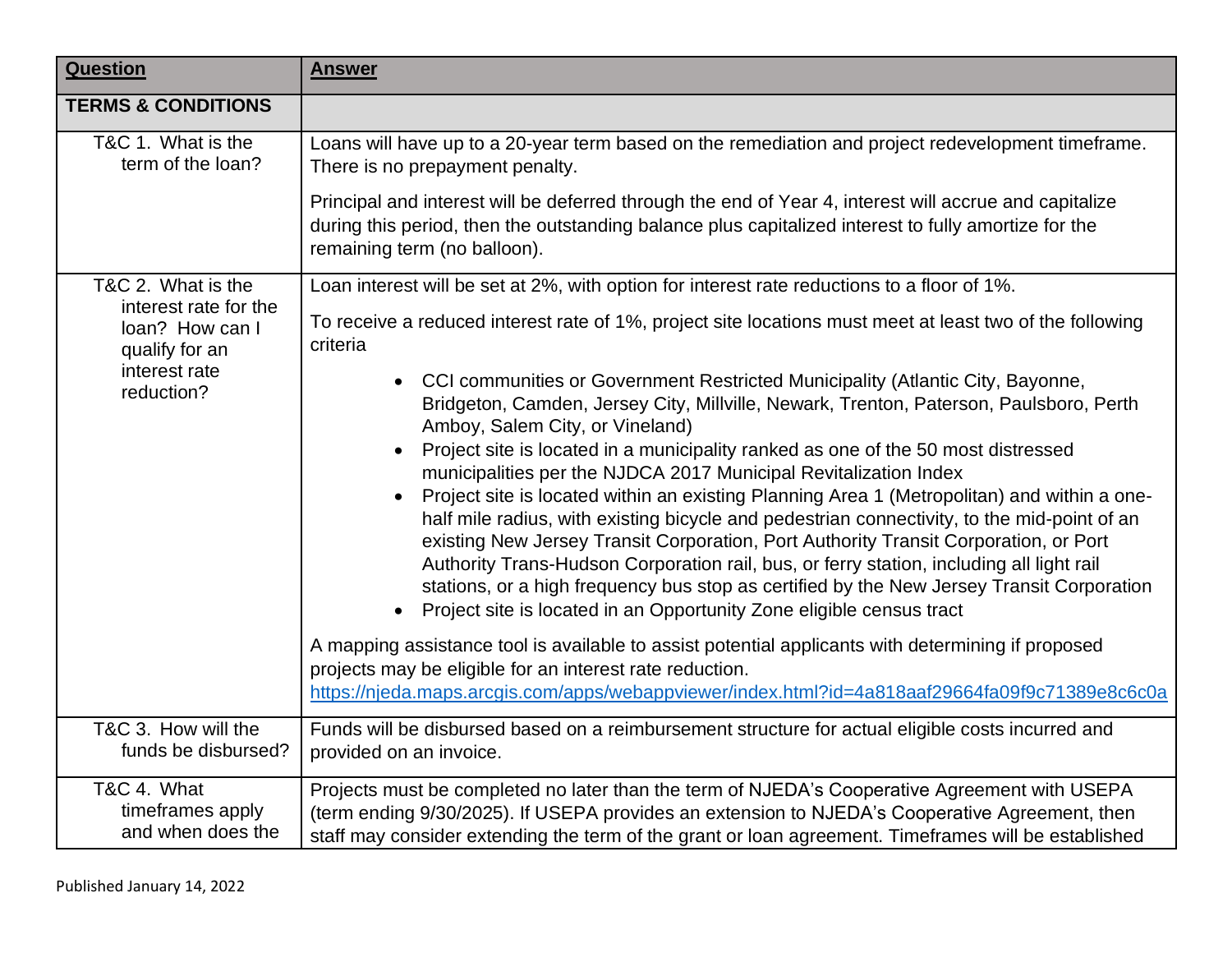| Question | Answer |
|---|---|
| **TERMS & CONDITIONS** | |
| T&C 1. What is the term of the loan? | Loans will have up to a 20-year term based on the remediation and project redevelopment timeframe. There is no prepayment penalty.<br><br>Principal and interest will be deferred through the end of Year 4, interest will accrue and capitalize during this period, then the outstanding balance plus capitalized interest to fully amortize for the remaining term (no balloon). |
| T&C 2. What is the interest rate for the loan? How can I qualify for an interest rate reduction? | Loan interest will be set at 2%, with option for interest rate reductions to a floor of 1%.<br><br>To receive a reduced interest rate of 1%, project site locations must meet at least two of the following criteria<br><br>• CCI communities or Government Restricted Municipality (Atlantic City, Bayonne, Bridgeton, Camden, Jersey City, Millville, Newark, Trenton, Paterson, Paulsboro, Perth Amboy, Salem City, or Vineland)<br>• Project site is located in a municipality ranked as one of the 50 most distressed municipalities per the NJDCA 2017 Municipal Revitalization Index<br>• Project site is located within an existing Planning Area 1 (Metropolitan) and within a one-half mile radius, with existing bicycle and pedestrian connectivity, to the mid-point of an existing New Jersey Transit Corporation, Port Authority Transit Corporation, or Port Authority Trans-Hudson Corporation rail, bus, or ferry station, including all light rail stations, or a high frequency bus stop as certified by the New Jersey Transit Corporation<br>• Project site is located in an Opportunity Zone eligible census tract<br><br>A mapping assistance tool is available to assist potential applicants with determining if proposed projects may be eligible for an interest rate reduction. https://njeda.maps.arcgis.com/apps/webappviewer/index.html?id=4a818aaf29664fa09f9c71389e8c6c0a |
| T&C 3. How will the funds be disbursed? | Funds will be disbursed based on a reimbursement structure for actual eligible costs incurred and provided on an invoice. |
| T&C 4. What timeframes apply and when does the | Projects must be completed no later than the term of NJEDA's Cooperative Agreement with USEPA (term ending 9/30/2025). If USEPA provides an extension to NJEDA's Cooperative Agreement, then staff may consider extending the term of the grant or loan agreement. Timeframes will be established |

Published January 14, 2022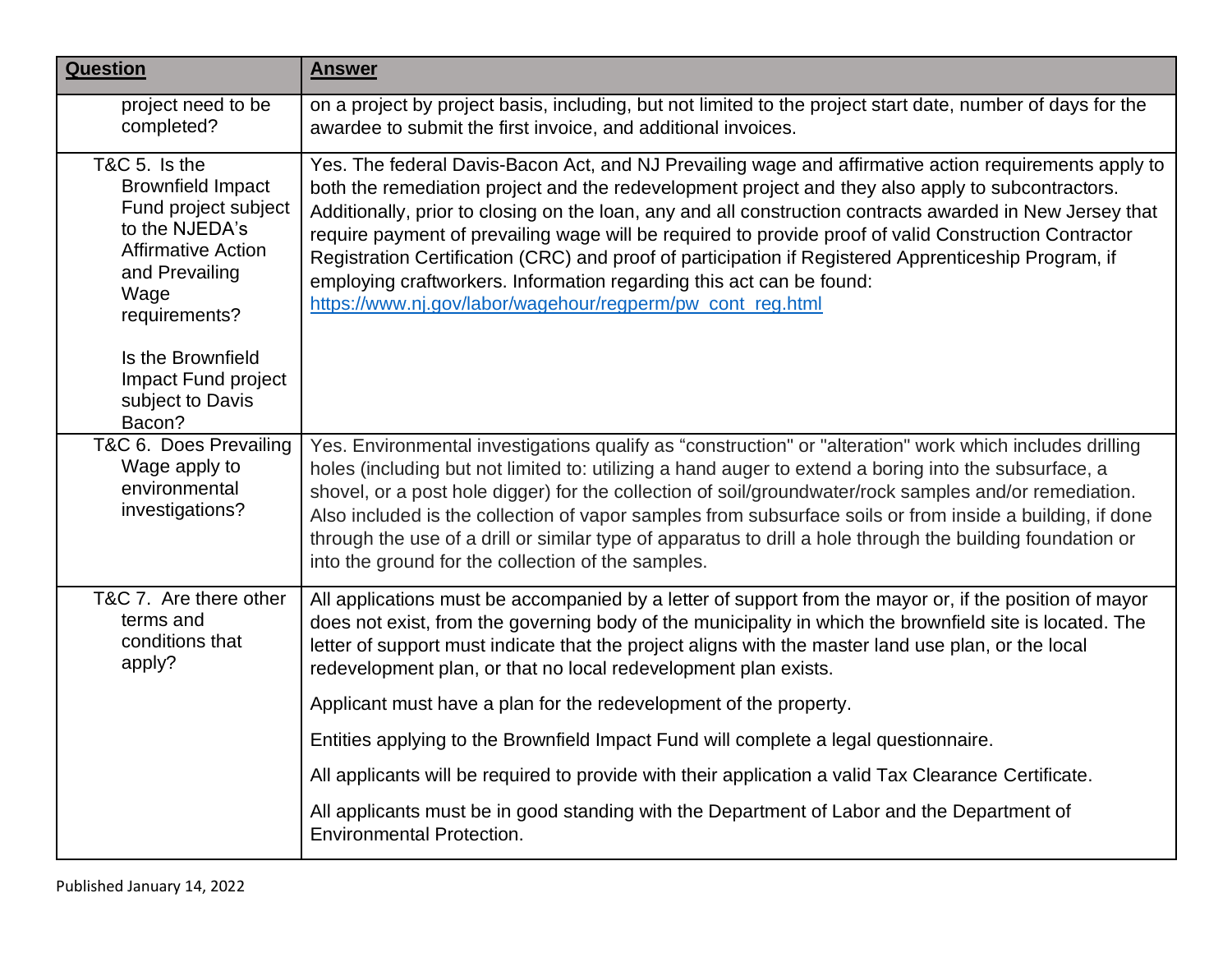| Question | Answer |
|---|---|
| project need to be completed? | on a project by project basis, including, but not limited to the project start date, number of days for the awardee to submit the first invoice, and additional invoices. |
| T&C 5. Is the Brownfield Impact Fund project subject to the NJEDA's Affirmative Action and Prevailing Wage requirements?<br><br>Is the Brownfield Impact Fund project subject to Davis Bacon? | Yes. The federal Davis-Bacon Act, and NJ Prevailing wage and affirmative action requirements apply to both the remediation project and the redevelopment project and they also apply to subcontractors. Additionally, prior to closing on the loan, any and all construction contracts awarded in New Jersey that require payment of prevailing wage will be required to provide proof of valid Construction Contractor Registration Certification (CRC) and proof of participation if Registered Apprenticeship Program, if employing craftworkers. Information regarding this act can be found: [https://www.nj.gov/labor/wagehour/regperm/pw_cont_reg.html](https://www.nj.gov/labor/wagehour/regperm/pw_cont_reg.html) |
| T&C 6. Does Prevailing Wage apply to environmental investigations? | Yes. Environmental investigations qualify as "construction" or "alteration" work which includes drilling holes (including but not limited to: utilizing a hand auger to extend a boring into the subsurface, a shovel, or a post hole digger) for the collection of soil/groundwater/rock samples and/or remediation. Also included is the collection of vapor samples from subsurface soils or from inside a building, if done through the use of a drill or similar type of apparatus to drill a hole through the building foundation or into the ground for the collection of the samples. |
| T&C 7. Are there other terms and conditions that apply? | All applications must be accompanied by a letter of support from the mayor or, if the position of mayor does not exist, from the governing body of the municipality in which the brownfield site is located. The letter of support must indicate that the project aligns with the master land use plan, or the local redevelopment plan, or that no local redevelopment plan exists.<br><br>Applicant must have a plan for the redevelopment of the property.<br><br>Entities applying to the Brownfield Impact Fund will complete a legal questionnaire.<br><br>All applicants will be required to provide with their application a valid Tax Clearance Certificate.<br><br>All applicants must be in good standing with the Department of Labor and the Department of Environmental Protection. |

Published January 14, 2022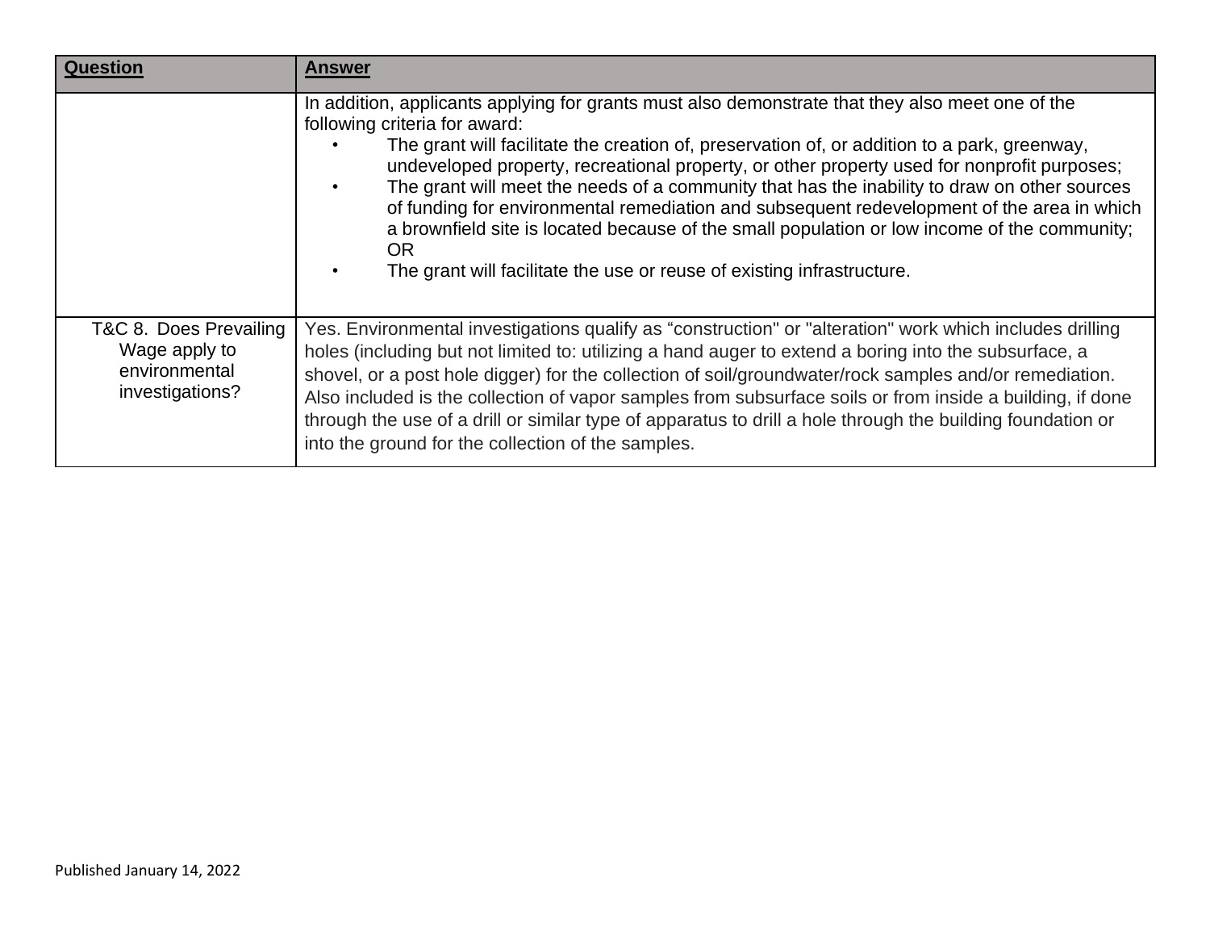| Question | Answer |
| --- | --- |
| | In addition, applicants applying for grants must also demonstrate that they also meet one of the following criteria for award:<br>• The grant will facilitate the creation of, preservation of, or addition to a park, greenway, undeveloped property, recreational property, or other property used for nonprofit purposes;<br>• The grant will meet the needs of a community that has the inability to draw on other sources of funding for environmental remediation and subsequent redevelopment of the area in which a brownfield site is located because of the small population or low income of the community; OR<br>• The grant will facilitate the use or reuse of existing infrastructure. |
| T&C 8. Does Prevailing Wage apply to environmental investigations? | Yes. Environmental investigations qualify as “construction" or "alteration" work which includes drilling holes (including but not limited to: utilizing a hand auger to extend a boring into the subsurface, a shovel, or a post hole digger) for the collection of soil/groundwater/rock samples and/or remediation. Also included is the collection of vapor samples from subsurface soils or from inside a building, if done through the use of a drill or similar type of apparatus to drill a hole through the building foundation or into the ground for the collection of the samples. |

Published January 14, 2022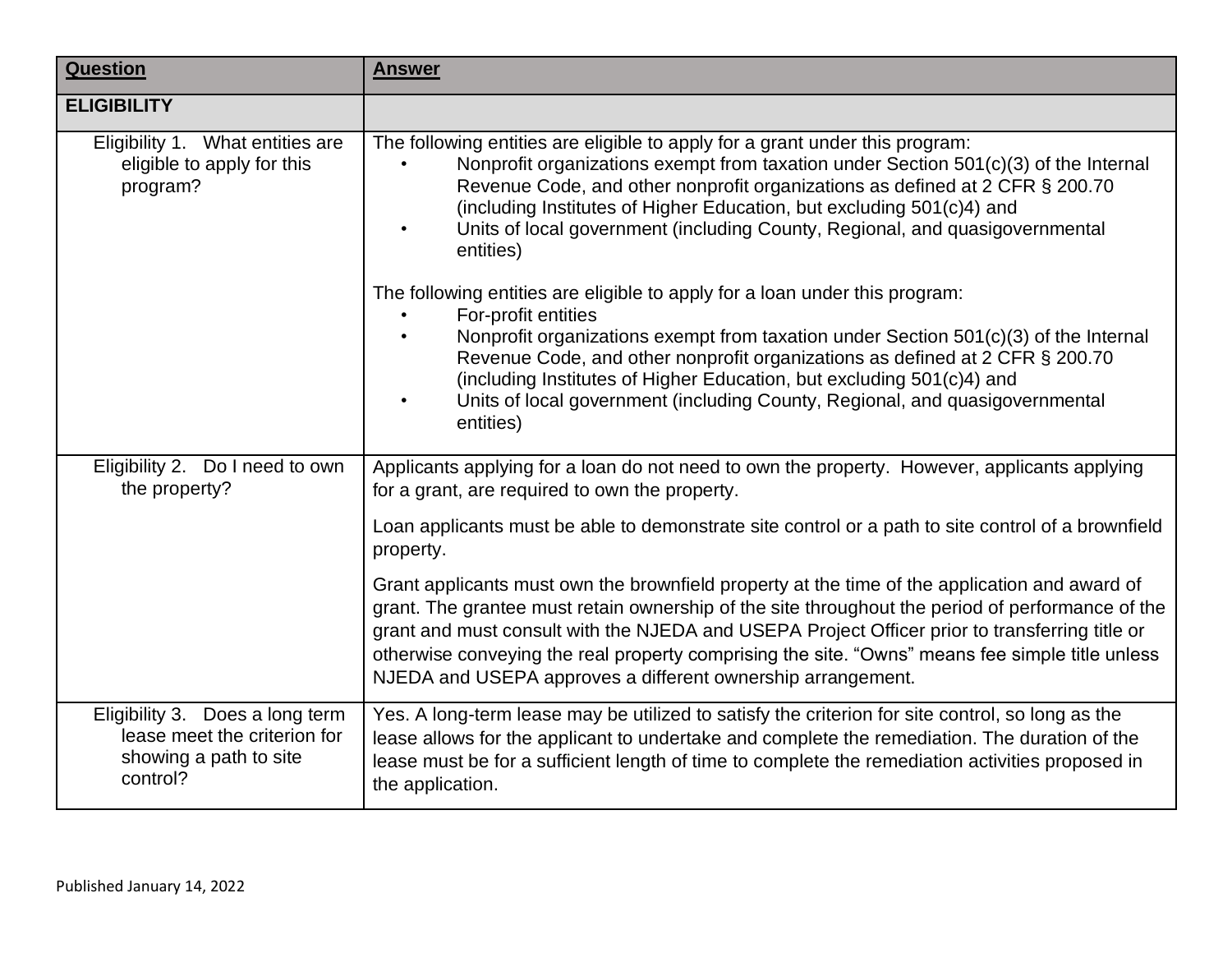| **Question** | **Answer** |
|---|---|
| **ELIGIBILITY** | |
| Eligibility 1. What entities are eligible to apply for this program? | The following entities are eligible to apply for a grant under this program:<br>• Nonprofit organizations exempt from taxation under Section 501(c)(3) of the Internal Revenue Code, and other nonprofit organizations as defined at 2 CFR § 200.70 (including Institutes of Higher Education, but excluding 501(c)4) and<br>• Units of local government (including County, Regional, and quasigovernmental entities)<br><br>The following entities are eligible to apply for a loan under this program:<br>• For-profit entities<br>• Nonprofit organizations exempt from taxation under Section 501(c)(3) of the Internal Revenue Code, and other nonprofit organizations as defined at 2 CFR § 200.70 (including Institutes of Higher Education, but excluding 501(c)4) and<br>• Units of local government (including County, Regional, and quasigovernmental entities) |
| Eligibility 2. Do I need to own the property? | Applicants applying for a loan do not need to own the property. However, applicants applying for a grant, are required to own the property.<br><br>Loan applicants must be able to demonstrate site control or a path to site control of a brownfield property.<br><br>Grant applicants must own the brownfield property at the time of the application and award of grant. The grantee must retain ownership of the site throughout the period of performance of the grant and must consult with the NJEDA and USEPA Project Officer prior to transferring title or otherwise conveying the real property comprising the site. "Owns" means fee simple title unless NJEDA and USEPA approves a different ownership arrangement. |
| Eligibility 3. Does a long term lease meet the criterion for showing a path to site control? | Yes. A long-term lease may be utilized to satisfy the criterion for site control, so long as the lease allows for the applicant to undertake and complete the remediation. The duration of the lease must be for a sufficient length of time to complete the remediation activities proposed in the application. |

Published January 14, 2022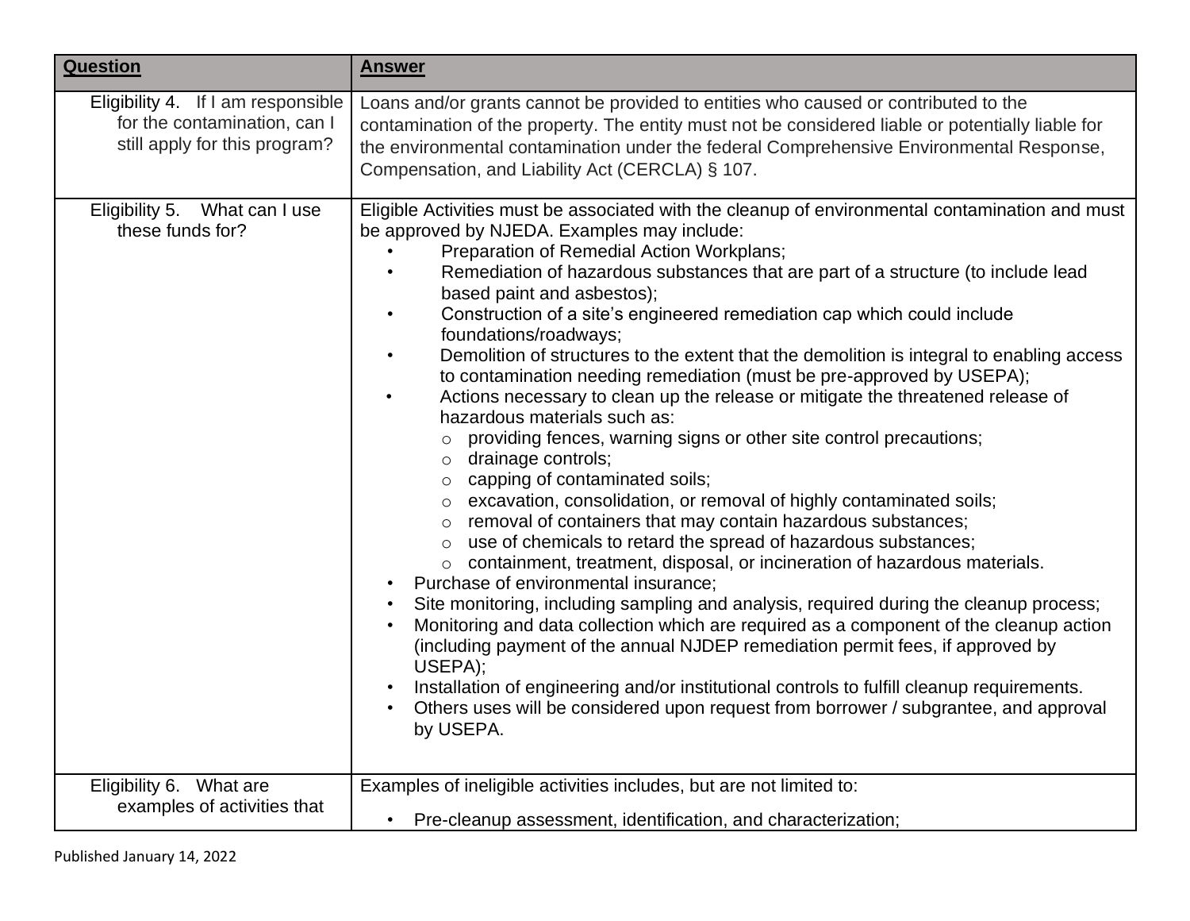| **Question** | **Answer** |
|---|---|
| Eligibility 4. If I am responsible for the contamination, can I still apply for this program? | Loans and/or grants cannot be provided to entities who caused or contributed to the contamination of the property. The entity must not be considered liable or potentially liable for the environmental contamination under the federal Comprehensive Environmental Response, Compensation, and Liability Act (CERCLA) § 107. |
| Eligibility 5. What can I use these funds for? | Eligible Activities must be associated with the cleanup of environmental contamination and must be approved by NJEDA. Examples may include:<br>• Preparation of Remedial Action Workplans;<br>• Remediation of hazardous substances that are part of a structure (to include lead based paint and asbestos);<br>• Construction of a site's engineered remediation cap which could include foundations/roadways;<br>• Demolition of structures to the extent that the demolition is integral to enabling access to contamination needing remediation (must be pre-approved by USEPA);<br>• Actions necessary to clean up the release or mitigate the threatened release of hazardous materials such as:<br>&nbsp;&nbsp;○ providing fences, warning signs or other site control precautions;<br>&nbsp;&nbsp;○ drainage controls;<br>&nbsp;&nbsp;○ capping of contaminated soils;<br>&nbsp;&nbsp;○ excavation, consolidation, or removal of highly contaminated soils;<br>&nbsp;&nbsp;○ removal of containers that may contain hazardous substances;<br>&nbsp;&nbsp;○ use of chemicals to retard the spread of hazardous substances;<br>&nbsp;&nbsp;○ containment, treatment, disposal, or incineration of hazardous materials.<br>• Purchase of environmental insurance;<br>• Site monitoring, including sampling and analysis, required during the cleanup process;<br>• Monitoring and data collection which are required as a component of the cleanup action (including payment of the annual NJDEP remediation permit fees, if approved by USEPA);<br>• Installation of engineering and/or institutional controls to fulfill cleanup requirements.<br>• Others uses will be considered upon request from borrower / subgrantee, and approval by USEPA. |
| Eligibility 6. What are examples of activities that | Examples of ineligible activities includes, but are not limited to:<br>• Pre-cleanup assessment, identification, and characterization; |

Published January 14, 2022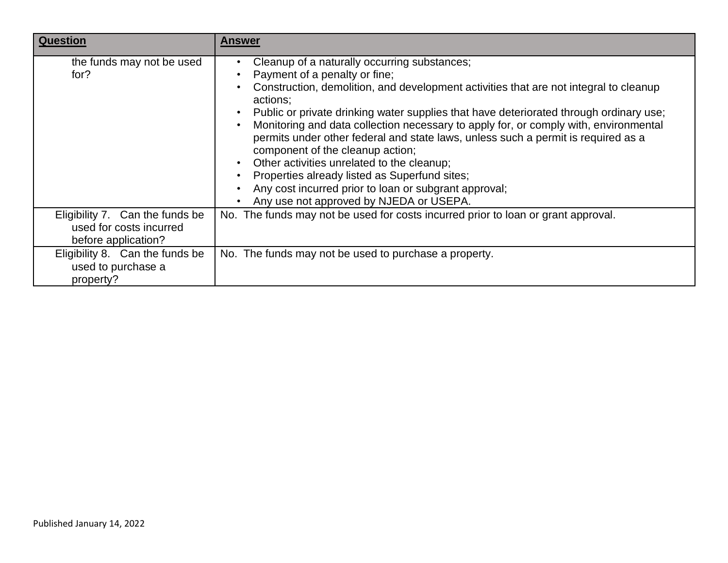| Question | Answer |
| --- | --- |
| the funds may not be used for? | • Cleanup of a naturally occurring substances;<br>• Payment of a penalty or fine;<br>• Construction, demolition, and development activities that are not integral to cleanup actions;<br>• Public or private drinking water supplies that have deteriorated through ordinary use;<br>• Monitoring and data collection necessary to apply for, or comply with, environmental permits under other federal and state laws, unless such a permit is required as a component of the cleanup action;<br>• Other activities unrelated to the cleanup;<br>• Properties already listed as Superfund sites;<br>• Any cost incurred prior to loan or subgrant approval;<br>• Any use not approved by NJEDA or USEPA. |
| Eligibility 7. Can the funds be used for costs incurred before application? | No. The funds may not be used for costs incurred prior to loan or grant approval. |
| Eligibility 8. Can the funds be used to purchase a property? | No. The funds may not be used to purchase a property. |

Published January 14, 2022